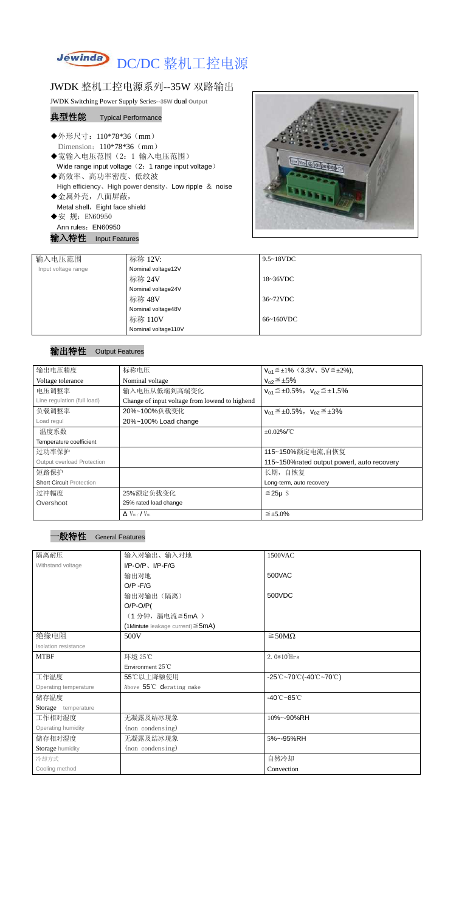# DC/DC 整机工控电源

## JWDK 整机工控电源系列--35W 双路输出

JWDK Switching Power Supply Series--35W dual Output

### 典型性能 Typical Performance

- ◆外形尺寸：110*78*36（mm）
  Dimension：110*78*36（mm）
- ◆宽输入电压范围（2：1 输入电压范围）
  Wide range input voltage（2：1 range input voltage）
- ◆高效率、高功率密度、低纹波
  High efficiency、High power density、Low ripple ＆ noise
- ◆金属外壳，八面屏蔽，
  Metal shell，Eight face shield
- ◆安 规：EN60950
  Ann rules：EN60950

### 输入特性 Input Features

| 输入电压范围 Input voltage range | 标称 12V: Nominal voltage12V | 9.5~18VDC |
|---|---|---|
| | 标称 24V Nominal voltage24V | 18~36VDC |
| | 标称 48V Nominal voltage48V | 36~72VDC |
| | 标称 110V Nominal voltage110V | 66~160VDC |

### 输出特性 Output Features

| 输出电压精度 Voltage tolerance | 标称电压 Nominal voltage | $V_{o1}$≦±1%（3.3V、5V≦±2%), $V_{o2}$≦±5% |
|---|---|---|
| 电压调整率 Line regulation (full load) | 输入电压从低端到高端变化 Change of input voltage from lowend to highend | $V_{o1}$≦±0.5%，$V_{o2}$≦±1.5% |
| 负载调整率 Load regul | 20%~100%负载变化 20%~100% Load change | $V_{o1}$≦±0.5%，$V_{o2}$≦±3% |
| 温度系数 Temperature coefficient | | ±0.02%/℃ |
| 过功率保护 Output overload Protection | | 115~150%额定电流,自恢复 115~150%rated output powerl, auto recovery |
| 短路保护 Short Circuit Protection | | 长期，自恢复 Long-term, auto recovery |
| 过冲幅度 Overshoot | 25%额定负载变化 25% rated load change | ≦25μ S |
| | $\Delta V_{01}/V_{01}$ | ≦±5.0% |

### 一般特性 General Features

| 隔离耐压 Withstand voltage | 输入对输出、输入对地 I/P-O/P、I/P-F/G | 1500VAC |
|---|---|---|
| | 输出对地 O/P -F/G | 500VAC |
| | 输出对输出（隔离） O/P-O/P(（1 分钟，漏电流≦5mA ） (1Mintute leakage current)≦5mA) | 500VDC |
| 绝缘电阻 Isolation resistance | 500V | ≧50MΩ |
| MTBF | 环境 25℃ Environment 25℃ | $2.0*10^5$Hrs |
| 工作温度 Operating temperature | 55℃以上降额使用 Above 55℃ derating make | -25℃~70℃(-40℃~70℃) |
| 储存温度 Storage temperature | | -40℃~85℃ |
| 工作相对湿度 Operating humidity | 无凝露及结冰现象 (non condensing) | 10%~-90%RH |
| 储存相对湿度 Storage humidity | 无凝露及结冰现象 (non condensing) | 5%~-95%RH |
| 冷却方式 Cooling method | | 自然冷却 Convection |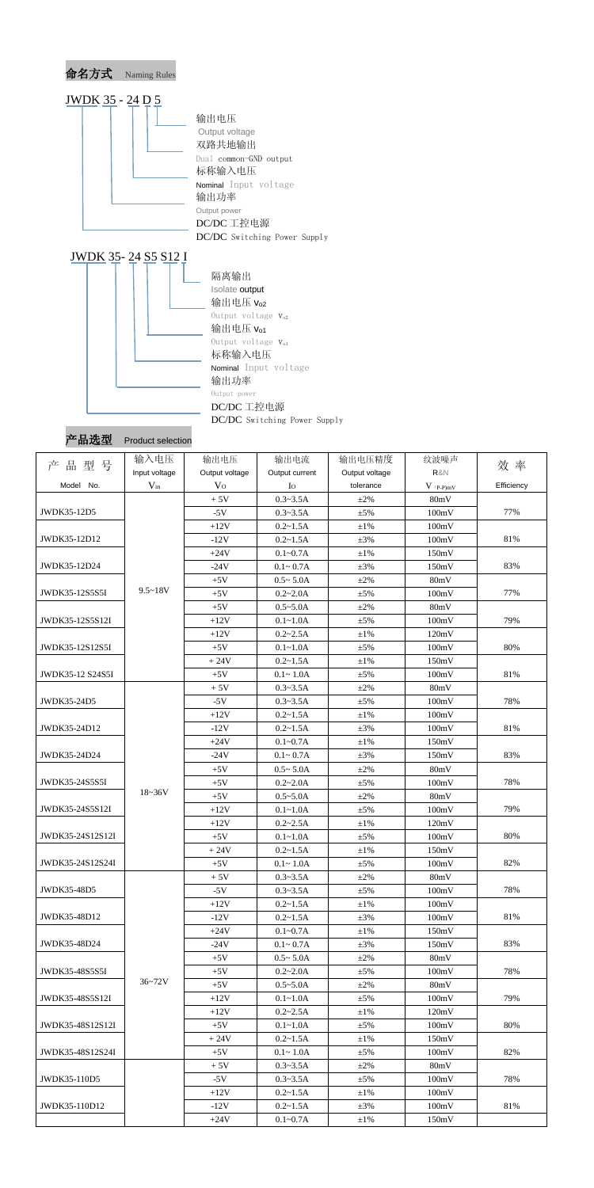## 命名方式 Naming Rules

JWDK 35 - 24 D 5

- 5：输出电压 Output voltage
- D：双路共地输出 Dual common-GND output
- 24：标称输入电压 Nominal Input voltage
- 35：输出功率 Output power
- JWDK：DC/DC 工控电源 DC/DC Switching Power Supply

JWDK 35- 24 S5 S12 I

- I：隔离输出 Isolate output
- S12：输出电压 $V_{o2}$ Output voltage $V_{o2}$
- S5：输出电压 $V_{o1}$ Output voltage $V_{o1}$
- 24：标称输入电压 Nominal Input voltage
- 35：输出功率 Output power
- JWDK：DC/DC 工控电源 DC/DC Switching Power Supply

## 产品选型 Product selection

| 产 品 型 号 Model No. | 输入电压 Input voltage $V_{in}$ | 输出电压 Output voltage $V_O$ | 输出电流 Output current $I_O$ | 输出电压精度 Output voltage tolerance | 纹波噪声 R&N $V_{(P-P)mV}$ | 效 率 Efficiency |
|---|---|---|---|---|---|---|
| JWDK35-12D5 | 9.5~18V | + 5V | 0.3~3.5A | ±2% | 80mV | 77% |
| | | -5V | 0.3~3.5A | ±5% | 100mV | |
| JWDK35-12D12 | | +12V | 0.2~1.5A | ±1% | 100mV | 81% |
| | | -12V | 0.2~1.5A | ±3% | 100mV | |
| JWDK35-12D24 | | +24V | 0.1~0.7A | ±1% | 150mV | 83% |
| | | -24V | 0.1~ 0.7A | ±3% | 150mV | |
| JWDK35-12S5S5I | | +5V | 0.5~ 5.0A | ±2% | 80mV | 77% |
| | | +5V | 0.2~2.0A | ±5% | 100mV | |
| JWDK35-12S5S12I | | +5V | 0.5~5.0A | ±2% | 80mV | 79% |
| | | +12V | 0.1~1.0A | ±5% | 100mV | |
| JWDK35-12S12S5I | | +12V | 0.2~2.5A | ±1% | 120mV | 80% |
| | | +5V | 0.1~1.0A | ±5% | 100mV | |
| JWDK35-12 S24S5I | | + 24V | 0.2~1.5A | ±1% | 150mV | 81% |
| | | +5V | 0.1~ 1.0A | ±5% | 100mV | |
| JWDK35-24D5 | 18~36V | + 5V | 0.3~3.5A | ±2% | 80mV | 78% |
| | | -5V | 0.3~3.5A | ±5% | 100mV | |
| JWDK35-24D12 | | +12V | 0.2~1.5A | ±1% | 100mV | 81% |
| | | -12V | 0.2~1.5A | ±3% | 100mV | |
| JWDK35-24D24 | | +24V | 0.1~0.7A | ±1% | 150mV | 83% |
| | | -24V | 0.1~ 0.7A | ±3% | 150mV | |
| JWDK35-24S5S5I | | +5V | 0.5~ 5.0A | ±2% | 80mV | 78% |
| | | +5V | 0.2~2.0A | ±5% | 100mV | |
| JWDK35-24S5S12I | | +5V | 0.5~5.0A | ±2% | 80mV | 79% |
| | | +12V | 0.1~1.0A | ±5% | 100mV | |
| JWDK35-24S12S12I | | +12V | 0.2~2.5A | ±1% | 120mV | 80% |
| | | +5V | 0.1~1.0A | ±5% | 100mV | |
| JWDK35-24S12S24I | | + 24V | 0.2~1.5A | ±1% | 150mV | 82% |
| | | +5V | 0.1~ 1.0A | ±5% | 100mV | |
| JWDK35-48D5 | 36~72V | + 5V | 0.3~3.5A | ±2% | 80mV | 78% |
| | | -5V | 0.3~3.5A | ±5% | 100mV | |
| JWDK35-48D12 | | +12V | 0.2~1.5A | ±1% | 100mV | 81% |
| | | -12V | 0.2~1.5A | ±3% | 100mV | |
| JWDK35-48D24 | | +24V | 0.1~0.7A | ±1% | 150mV | 83% |
| | | -24V | 0.1~ 0.7A | ±3% | 150mV | |
| JWDK35-48S5S5I | | +5V | 0.5~ 5.0A | ±2% | 80mV | 78% |
| | | +5V | 0.2~2.0A | ±5% | 100mV | |
| JWDK35-48S5S12I | | +5V | 0.5~5.0A | ±2% | 80mV | 79% |
| | | +12V | 0.1~1.0A | ±5% | 100mV | |
| JWDK35-48S12S12I | | +12V | 0.2~2.5A | ±1% | 120mV | 80% |
| | | +5V | 0.1~1.0A | ±5% | 100mV | |
| JWDK35-48S12S24I | | + 24V | 0.2~1.5A | ±1% | 150mV | 82% |
| | | +5V | 0.1~ 1.0A | ±5% | 100mV | |
| JWDK35-110D5 | | + 5V | 0.3~3.5A | ±2% | 80mV | 78% |
| | | -5V | 0.3~3.5A | ±5% | 100mV | |
| JWDK35-110D12 | | +12V | 0.2~1.5A | ±1% | 100mV | 81% |
| | | -12V | 0.2~1.5A | ±3% | 100mV | |
| | | +24V | 0.1~0.7A | ±1% | 150mV | |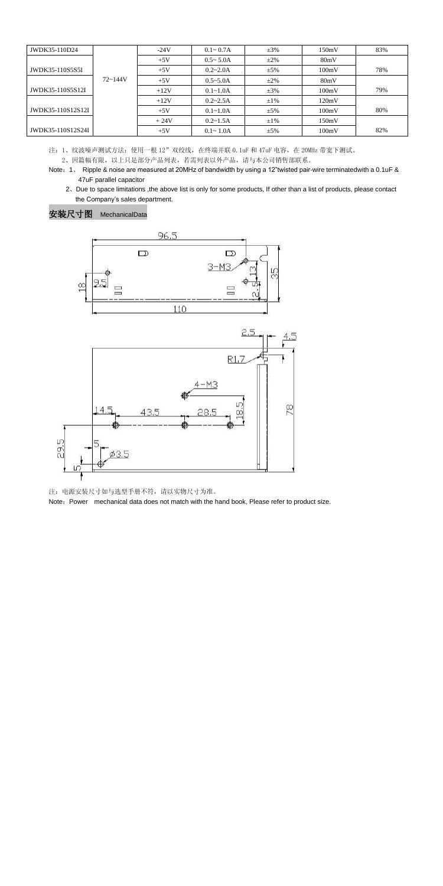| | | | | | | |
|---|---|---|---|---|---|---|
| JWDK35-110D24 | 72~144V | -24V | 0.1~ 0.7A | ±3% | 150mV | 83% |
| JWDK35-110S5S5I | | +5V | 0.5~ 5.0A | ±2% | 80mV | 78% |
| | | +5V | 0.2~2.0A | ±5% | 100mV | |
| JWDK35-110S5S12I | | +5V | 0.5~5.0A | ±2% | 80mV | 79% |
| | | +12V | 0.1~1.0A | ±3% | 100mV | |
| JWDK35-110S12S12I | | +12V | 0.2~2.5A | ±1% | 120mV | 80% |
| | | +5V | 0.1~1.0A | ±5% | 100mV | |
| JWDK35-110S12S24I | | + 24V | 0.2~1.5A | ±1% | 150mV | 82% |
| | | +5V | 0.1~ 1.0A | ±5% | 100mV | |

注：1、纹波噪声测试方法：使用一根 12" 双绞线，在终端并联 0.1uF 和 47uF 电容，在 20MHz 带宽下测试。

2、因篇幅有限，以上只是部分产品列表，若需列表以外产品，请与本公司销售部联系。

Note：1、 Ripple & noise are measured at 20MHz of bandwidth by using a 12"twisted pair-wire terminatedwith a 0.1uF & 47uF parallel capacitor

2、Due to space limitations ,the above list is only for some products, If other than a list of products, please contact the Company's sales department.

## 安装尺寸图 MechanicalData

96.5
3-M3
13
35
18
9.5
12.5
110

2.5
4.5
R1.7
4-M3
14.5
43.5
28.5
18.5
78
29.5
5
ø3.5
5

注：电源安装尺寸如与选型手册不符，请以实物尺寸为准。

Note：Power mechanical data does not match with the hand book, Please refer to product size.